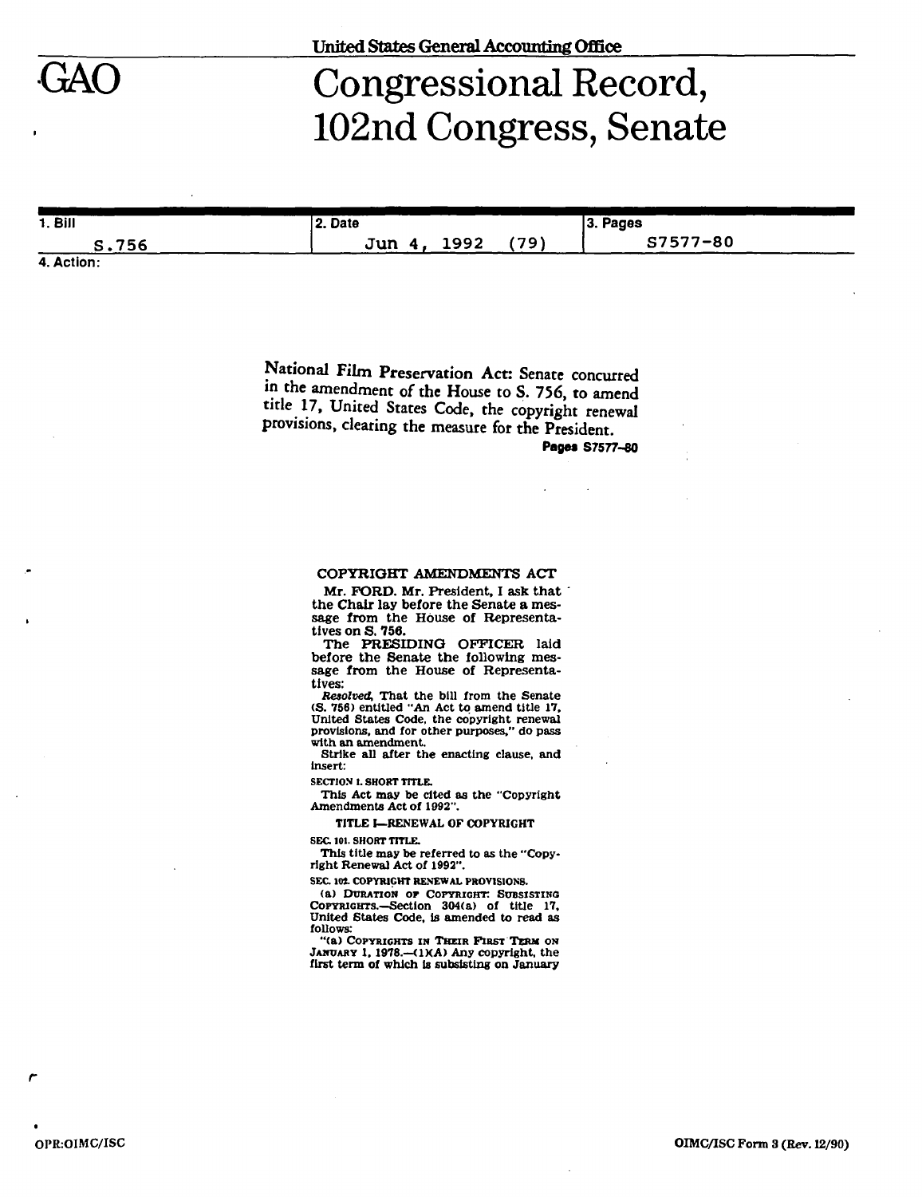United States General Accounting Office

GAO

# Congressional Record, 102nd Congress, Senate

| 1. Bill | 2. Date | 3. Pages |
|---|---|---|
| S.756 | Jun 4, 1992 (79) | S7577-80 |

4. Action:

National Film Preservation Act: Senate concurred in the amendment of the House to S. 756, to amend title 17, United States Code, the copyright renewal provisions, clearing the measure for the President.

**Pages S7577-80**

## COPYRIGHT AMENDMENTS ACT

Mr. FORD. Mr. President, I ask that the Chair lay before the Senate a message from the House of Representatives on S. 756.

The PRESIDING OFFICER laid before the Senate the following message from the House of Representatives:

*Resolved*, That the bill from the Senate (S. 756) entitled "An Act to amend title 17, United States Code, the copyright renewal provisions, and for other purposes," do pass with an amendment.

Strike all after the enacting clause, and insert:

SECTION 1. SHORT TITLE.

This Act may be cited as the "Copyright Amendments Act of 1992".

TITLE I—RENEWAL OF COPYRIGHT

SEC. 101. SHORT TITLE.

This title may be referred to as the "Copyright Renewal Act of 1992".

SEC. 102. COPYRIGHT RENEWAL PROVISIONS.

(a) DURATION OF COPYRIGHT: SUBSISTING COPYRIGHTS.—Section 304(a) of title 17, United States Code, is amended to read as follows:

"(a) COPYRIGHTS IN THEIR FIRST TERM ON JANUARY 1, 1978.—(1)(A) Any copyright, the first term of which is subsisting on January

OPR:OIMC/ISC

OIMC/ISC Form 3 (Rev. 12/90)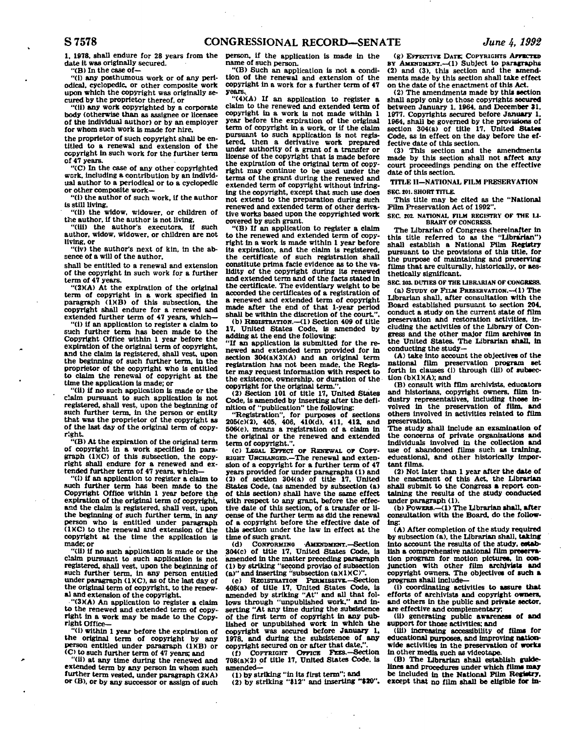1, 1978, shall endure for 28 years from the date it was originally secured.

"(B) In the case of—

"(i) any posthumous work or of any periodical, cyclopedic, or other composite work upon which the copyright was originally secured by the proprietor thereof, or

"(ii) any work copyrighted by a corporate body (otherwise than as assignee or licensee of the individual author) or by an employer for whom such work is made for hire,

the proprietor of such copyright shall be entitled to a renewal and extension of the copyright in such work for the further term of 47 years.

"(C) In the case of any other copyrighted work, including a contribution by an individual author to a periodical or to a cyclopedic or other composite work—

"(i) the author of such work, if the author is still living,

"(ii) the widow, widower, or children of the author, if the author is not living,

"(iii) the author's executors, if such author, widow, widower, or children are not living, or

"(iv) the author's next of kin, in the absence of a will of the author,

shall be entitled to a renewal and extension of the copyright in such work for a further term of 47 years.

"(2)(A) At the expiration of the original term of copyright in a work specified in paragraph (1)(B) of this subsection, the copyright shall endure for a renewed and extended further term of 47 years, which—

"(i) if an application to register a claim to such further term has been made to the Copyright Office within 1 year before the expiration of the original term of copyright, and the claim is registered, shall vest, upon the beginning of such further term, in the proprietor of the copyright who is entitled to claim the renewal of copyright at the time the application is made; or

"(ii) if no such application is made or the claim pursuant to such application is not registered, shall vest, upon the beginning of such further term, in the person or entity that was the proprietor of the copyright as of the last day of the original term of copyright.

"(B) At the expiration of the original term of copyright in a work specified in paragraph (1)(C) of this subsection, the copyright shall endure for a renewed and extended further term of 47 years, which—

"(i) if an application to register a claim to such further term has been made to the Copyright Office within 1 year before the expiration of the original term of copyright, and the claim is registered, shall vest, upon the beginning of such further term, in any person who is entitled under paragraph (1)(C) to the renewal and extension of the copyright at the time the application is made; or

"(ii) if no such application is made or the claim pursuant to such application is not registered, shall vest, upon the beginning of such further term, in any person entitled under paragraph (1)(C), as of the last day of the original term of copyright, to the renewal and extension of the copyright.

"(3)(A) An application to register a claim to the renewed and extended term of copyright in a work may be made to the Copyright Office—

"(i) within 1 year before the expiration of the original term of copyright by any person entitled under paragraph (1)(B) or (C) to such further term of 47 years; and

"(ii) at any time during the renewed and extended term by any person in whom such further term vested, under paragraph (2)(A) or (B), or by any successor or assign of such person, if the application is made in the name of such person.

"(B) Such an application is not a condition of the renewal and extension of the copyright in a work for a further term of 47 years.

"(4)(A) If an application to register a claim to the renewed and extended term of copyright in a work is not made within 1 year before the expiration of the original term of copyright in a work, or if the claim pursuant to such application is not registered, then a derivative work prepared under authority of a grant of a transfer or license of the copyright that is made before the expiration of the original term of copyright may continue to be used under the terms of the grant during the renewed and extended term of copyright without infringing the copyright, except that such use does not extend to the preparation during such renewed and extended term of other derivative works based upon the copyrighted work covered by such grant.

"(B) If an application to register a claim to the renewed and extended term of copyright in a work is made within 1 year before its expiration, and the claim is registered, the certificate of such registration shall constitute prima facie evidence as to the validity of the copyright during its renewed and extended term and of the facts stated in the certificate. The evidentiary weight to be accorded the certificates of a registration of a renewed and extended term of copyright made after the end of that 1-year period shall be within the discretion of the court.".

(b) REGISTRATION.—(1) Section 409 of title 17, United States Code, is amended by adding at the end the following:

"If an application is submitted for the renewed and extended term provided for in section 304(a)(3)(A) and an original term registration has not been made, the Register may request information with respect to the existence, ownership, or duration of the copyright for the original term.".

(2) Section 101 of title 17, United States Code, is amended by inserting after the definition of "publication" the following:

"Registration", for purposes of sections 205(c)(2), 405, 406, 410(d), 411, 412, and 506(e), means a registration of a claim in the original or the renewed and extended term of copyright.".

(c) LEGAL EFFECT OF RENEWAL OF COPYRIGHT UNCHANGED.—The renewal and extension of a copyright for a further term of 47 years provided for under paragraphs (1) and (2) of section 304(a) of title 17, United States Code, (as amended by subsection (a) of this section) shall have the same effect with respect to any grant, before the effective date of this section, of a transfer or license of the further term as did the renewal of a copyright before the effective date of this section under the law in effect at the time of such grant.

(d) CONFORMING AMENDMENT.—Section 304(c) of title 17, United States Code, is amended in the matter preceding paragraph (1) by striking "second proviso of subsection (a)" and inserting "subsection (a)(1)(C)".

(e) REGISTRATION PERMISSIVE.—Section 408(a) of title 17, United States Code, is amended by striking "At" and all that follows through "unpublished work," and inserting "At any time during the subsistence of the first term of copyright in any published or unpublished work in which the copyright was secured before January 1, 1978, and during the subsistence of any copyright secured on or after that date,".

(f) COPYRIGHT OFFICE FEES.—Section 708(a)(2) of title 17, United States Code, is amended—

(1) by striking "in its first term"; and

(2) by striking "$12" and inserting "$20".

(g) EFFECTIVE DATE; COPYRIGHTS AFFECTED BY AMENDMENT.—(1) Subject to paragraphs (2) and (3), this section and the amendments made by this section shall take effect on the date of the enactment of this Act.

(2) The amendments made by this section shall apply only to those copyrights secured between January 1, 1964, and December 31, 1977. Copyrights secured before January 1, 1964, shall be governed by the provisions of section 304(a) of title 17, United States Code, as in effect on the day before the effective date of this section.

(3) This section and the amendments made by this section shall not affect any court proceedings pending on the effective date of this section.

## TITLE II—NATIONAL FILM PRESERVATION

**SEC. 201. SHORT TITLE.**

This title may be cited as the "National Film Preservation Act of 1992".

**SEC. 202. NATIONAL FILM REGISTRY OF THE LIBRARY OF CONGRESS.**

The Librarian of Congress (hereinafter in this title referred to as the "Librarian") shall establish a National Film Registry pursuant to the provisions of this title, for the purpose of maintaining and preserving films that are culturally, historically, or aesthetically significant.

**SEC. 203. DUTIES OF THE LIBRARIAN OF CONGRESS.**

(a) STUDY OF FILM PRESERVATION.—(1) The Librarian shall, after consultation with the Board established pursuant to section 204, conduct a study on the current state of film preservation and restoration activities, including the activities of the Library of Congress and the other major film archives in the United States. The Librarian shall, in conducting the study—

(A) take into account the objectives of the national film preservation program set forth in clauses (i) through (iii) of subsection (b)(1)(A); and

(B) consult with film archivists, educators and historians, copyright owners, film industry representatives, including those involved in the preservation of film, and others involved in activities related to film preservation.

The study shall include an examination of the concerns of private organizations and individuals involved in the collection and use of abandoned films such as training, educational, and other historically important films.

(2) Not later than 1 year after the date of the enactment of this Act, the Librarian shall submit to the Congress a report containing the results of the study conducted under paragraph (1).

(b) POWERS.—(1) The Librarian shall, after consultation with the Board, do the following:

(A) After completion of the study required by subsection (a), the Librarian shall, taking into account the results of the study, establish a comprehensive national film preservation program for motion pictures, in conjunction with other film archivists and copyright owners. The objectives of such a program shall include—

(i) coordinating activities to assure that efforts of archivists and copyright owners, and others in the public and private sector, are effective and complementary;

(ii) generating public awareness of and support for those activities; and

(iii) increasing accessibility of films for educational purposes, and improving nationwide activities in the preservation of works in other media such as videotape.

(B) The Librarian shall establish guidelines and procedures under which films may be included in the National Film Registry, except that no film shall be eligible for in-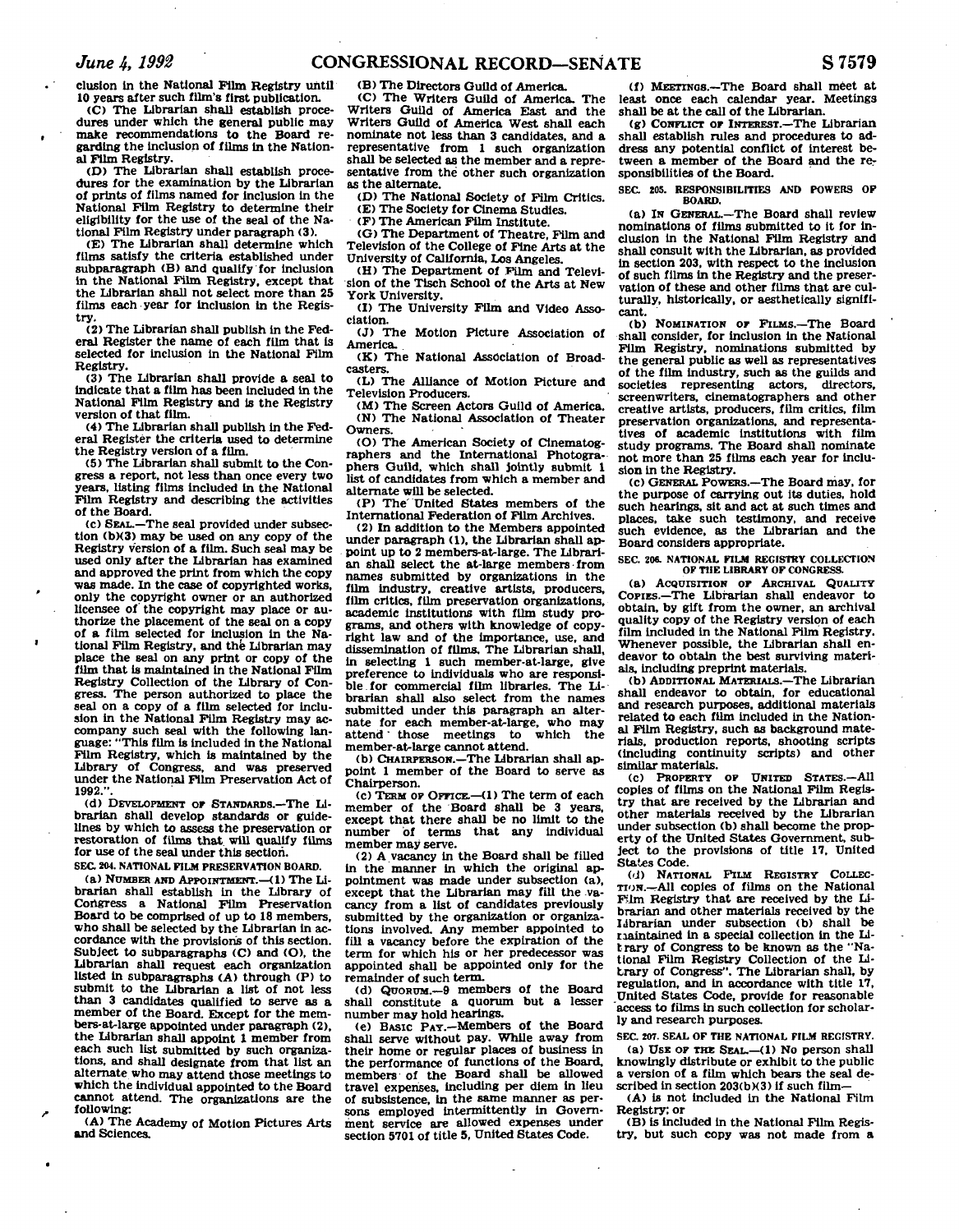clusion in the National Film Registry until 10 years after such film's first publication.

(C) The Librarian shall establish procedures under which the general public may make recommendations to the Board regarding the inclusion of films in the National Film Registry.

(D) The Librarian shall establish procedures for the examination by the Librarian of prints of films named for inclusion in the National Film Registry to determine their eligibility for the use of the seal of the National Film Registry under paragraph (3).

(E) The Librarian shall determine which films satisfy the criteria established under subparagraph (B) and qualify for inclusion in the National Film Registry, except that the Librarian shall not select more than 25 films each year for inclusion in the Registry.

(2) The Librarian shall publish in the Federal Register the name of each film that is selected for inclusion in the National Film Registry.

(3) The Librarian shall provide a seal to indicate that a film has been included in the National Film Registry and is the Registry version of that film.

(4) The Librarian shall publish in the Federal Register the criteria used to determine the Registry version of a film.

(5) The Librarian shall submit to the Congress a report, not less than once every two years, listing films included in the National Film Registry and describing the activities of the Board.

(c) SEAL.—The seal provided under subsection (b)(3) may be used on any copy of the Registry version of a film. Such seal may be used only after the Librarian has examined and approved the print from which the copy was made. In the case of copyrighted works, only the copyright owner or an authorized licensee of the copyright may place or authorize the placement of the seal on a copy of a film selected for inclusion in the National Film Registry, and the Librarian may place the seal on any print or copy of the film that is maintained in the National Film Registry Collection of the Library of Congress. The person authorized to place the seal on a copy of a film selected for inclusion in the National Film Registry may accompany such seal with the following language: "This film is included in the National Film Registry, which is maintained by the Library of Congress, and was preserved under the National Film Preservation Act of 1992.".

(d) DEVELOPMENT OF STANDARDS.—The Librarian shall develop standards or guidelines by which to assess the preservation or restoration of films that will qualify films for use of the seal under this section.

SEC. 204. NATIONAL FILM PRESERVATION BOARD.

(a) NUMBER AND APPOINTMENT.—(1) The Librarian shall establish in the Library of Congress a National Film Preservation Board to be comprised of up to 18 members, who shall be selected by the Librarian in accordance with the provisions of this section. Subject to subparagraphs (C) and (O), the Librarian shall request each organization listed in subparagraphs (A) through (P) to submit to the Librarian a list of not less than 3 candidates qualified to serve as a member of the Board. Except for the members-at-large appointed under paragraph (2), the Librarian shall appoint 1 member from each such list submitted by such organizations, and shall designate from that list an alternate who may attend those meetings to which the individual appointed to the Board cannot attend. The organizations are the following:

(A) The Academy of Motion Pictures Arts and Sciences.

(B) The Directors Guild of America.

(C) The Writers Guild of America. The Writers Guild of America East and the Writers Guild of America West shall each nominate not less than 3 candidates, and a representative from 1 such organization shall be selected as the member and a representative from the other such organization as the alternate.

(D) The National Society of Film Critics.

(E) The Society for Cinema Studies.

(F) The American Film Institute.

(G) The Department of Theatre, Film and Television of the College of Fine Arts at the University of California, Los Angeles.

(H) The Department of Film and Television of the Tisch School of the Arts at New York University.

(I) The University Film and Video Association.

(J) The Motion Picture Association of America.

(K) The National Association of Broadcasters.

(L) The Alliance of Motion Picture and Television Producers.

(M) The Screen Actors Guild of America.

(N) The National Association of Theater Owners.

(O) The American Society of Cinematographers and the International Photographers Guild, which shall jointly submit 1 list of candidates from which a member and alternate will be selected.

(P) The United States members of the International Federation of Film Archives.

(2) In addition to the Members appointed under paragraph (1), the Librarian shall appoint up to 2 members-at-large. The Librarian shall select the at-large members from names submitted by organizations in the film industry, creative artists, producers, film critics, film preservation organizations, academic institutions with film study programs, and others with knowledge of copyright law and of the importance, use, and dissemination of films. The Librarian shall, in selecting 1 such member-at-large, give preference to individuals who are responsible for commercial film libraries. The Librarian shall also select from the names submitted under this paragraph an alternate for each member-at-large, who may attend those meetings to which the member-at-large cannot attend.

(b) CHAIRPERSON.—The Librarian shall appoint 1 member of the Board to serve as Chairperson.

(c) TERM OF OFFICE.—(1) The term of each member of the Board shall be 3 years, except that there shall be no limit to the number of terms that any individual member may serve.

(2) A vacancy in the Board shall be filled in the manner in which the original appointment was made under subsection (a), except that the Librarian may fill the vacancy from a list of candidates previously submitted by the organization or organizations involved. Any member appointed to fill a vacancy before the expiration of the term for which his or her predecessor was appointed shall be appointed only for the remainder of such term.

(d) QUORUM.—9 members of the Board shall constitute a quorum but a lesser number may hold hearings.

(e) BASIC PAY.—Members of the Board shall serve without pay. While away from their home or regular places of business in the performance of functions of the Board, members of the Board shall be allowed travel expenses, including per diem in lieu of subsistence, in the same manner as persons employed intermittently in Government service are allowed expenses under section 5701 of title 5, United States Code.

(f) MEETINGS.—The Board shall meet at least once each calendar year. Meetings shall be at the call of the Librarian.

(g) CONFLICT OF INTEREST.—The Librarian shall establish rules and procedures to address any potential conflict of interest between a member of the Board and the responsibilities of the Board.

SEC. 205. RESPONSIBILITIES AND POWERS OF BOARD.

(a) IN GENERAL.—The Board shall review nominations of films submitted to it for inclusion in the National Film Registry and shall consult with the Librarian, as provided in section 203, with respect to the inclusion of such films in the Registry and the preservation of these and other films that are culturally, historically, or aesthetically significant.

(b) NOMINATION OF FILMS.—The Board shall consider, for inclusion in the National Film Registry, nominations submitted by the general public as well as representatives of the film industry, such as the guilds and societies representing actors, directors, screenwriters, cinematographers and other creative artists, producers, film critics, film preservation organizations, and representatives of academic institutions with film study programs. The Board shall nominate not more than 25 films each year for inclusion in the Registry.

(c) GENERAL POWERS.—The Board may, for the purpose of carrying out its duties, hold such hearings, sit and act at such times and places, take such testimony, and receive such evidence, as the Librarian and the Board considers appropriate.

SEC. 206. NATIONAL FILM REGISTRY COLLECTION OF THE LIBRARY OF CONGRESS.

(a) ACQUISITION OF ARCHIVAL QUALITY COPIES.—The Librarian shall endeavor to obtain, by gift from the owner, an archival quality copy of the Registry version of each film included in the National Film Registry. Whenever possible, the Librarian shall endeavor to obtain the best surviving materials, including preprint materials.

(b) ADDITIONAL MATERIALS.—The Librarian shall endeavor to obtain, for educational and research purposes, additional materials related to each film included in the National Film Registry, such as background materials, production reports, shooting scripts (including continuity scripts) and other similar materials.

(c) PROPERTY OF UNITED STATES.—All copies of films on the National Film Registry that are received by the Librarian and other materials received by the Librarian under subsection (b) shall become the property of the United States Government, subject to the provisions of title 17, United States Code.

(d) NATIONAL FILM REGISTRY COLLECTION.—All copies of films on the National Film Registry that are received by the Librarian and other materials received by the Librarian under subsection (b) shall be maintained in a special collection in the Library of Congress to be known as the "National Film Registry Collection of the Library of Congress". The Librarian shall, by regulation, and in accordance with title 17, United States Code, provide for reasonable access to films in such collection for scholarly and research purposes.

SEC. 207. SEAL OF THE NATIONAL FILM REGISTRY.

(a) USE OF THE SEAL.—(1) No person shall knowingly distribute or exhibit to the public a version of a film which bears the seal described in section 203(b)(3) if such film—

(A) is not included in the National Film Registry; or

(B) is included in the National Film Registry, but such copy was not made from a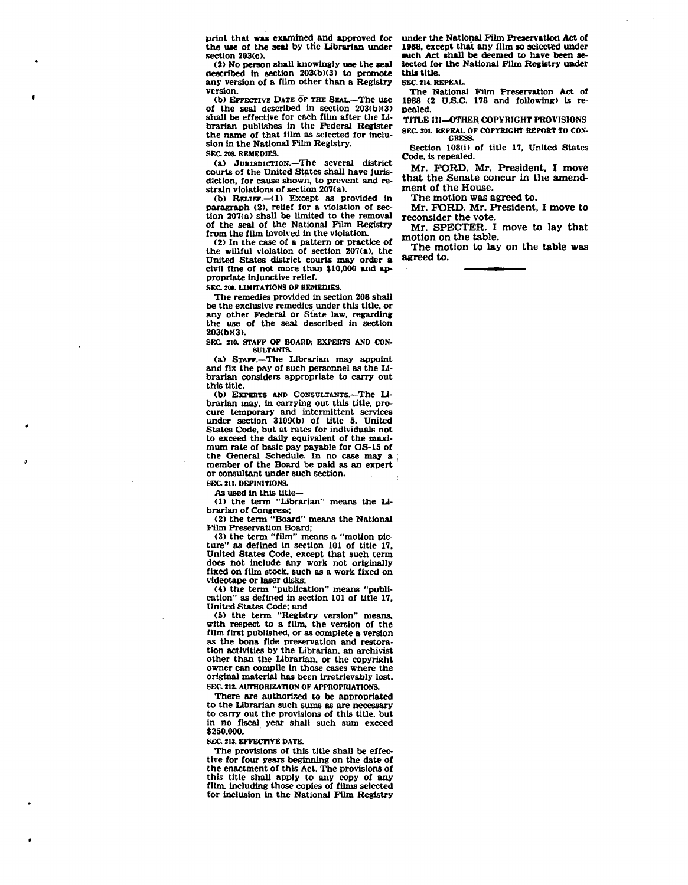print that was examined and approved for the use of the seal by the Librarian under section 203(c).

(2) No person shall knowingly use the seal described in section 203(b)(3) to promote any version of a film other than a Registry version.

(b) EFFECTIVE DATE OF THE SEAL.—The use of the seal described in section 203(b)(3) shall be effective for each film after the Librarian publishes in the Federal Register the name of that film as selected for inclusion in the National Film Registry.

**SEC. 208. REMEDIES.**

(a) JURISDICTION.—The several district courts of the United States shall have jurisdiction, for cause shown, to prevent and restrain violations of section 207(a).

(b) RELIEF.—(1) Except as provided in paragraph (2), relief for a violation of section 207(a) shall be limited to the removal of the seal of the National Film Registry from the film involved in the violation.

(2) In the case of a pattern or practice of the willful violation of section 207(a), the United States district courts may order a civil fine of not more than $10,000 and appropriate injunctive relief.

**SEC. 209. LIMITATIONS OF REMEDIES.**

The remedies provided in section 208 shall be the exclusive remedies under this title, or any other Federal or State law, regarding the use of the seal described in section 203(b)(3).

**SEC. 210. STAFF OF BOARD; EXPERTS AND CONSULTANTS.**

(a) STAFF.—The Librarian may appoint and fix the pay of such personnel as the Librarian considers appropriate to carry out this title.

(b) EXPERTS AND CONSULTANTS.—The Librarian may, in carrying out this title, procure temporary and intermittent services under section 3109(b) of title 5, United States Code, but at rates for individuals not to exceed the daily equivalent of the maximum rate of basic pay payable for GS-15 of the General Schedule. In no case may a member of the Board be paid as an expert or consultant under such section.

**SEC. 211. DEFINITIONS.**

As used in this title—

(1) the term "Librarian" means the Librarian of Congress;

(2) the term "Board" means the National Film Preservation Board;

(3) the term "film" means a "motion picture" as defined in section 101 of title 17, United States Code, except that such term does not include any work not originally fixed on film stock, such as a work fixed on videotape or laser disks;

(4) the term "publication" means "publication" as defined in section 101 of title 17, United States Code; and

(5) the term "Registry version" means, with respect to a film, the version of the film first published, or as complete a version as the bona fide preservation and restoration activities by the Librarian, an archivist other than the Librarian, or the copyright owner can compile in those cases where the original material has been irretrievably lost.

**SEC. 212. AUTHORIZATION OF APPROPRIATIONS.**

There are authorized to be appropriated to the Librarian such sums as are necessary to carry out the provisions of this title, but in no fiscal year shall such sum exceed $250,000.

**SEC. 213. EFFECTIVE DATE.**

The provisions of this title shall be effective for four years beginning on the date of the enactment of this Act. The provisions of this title shall apply to any copy of any film, including those copies of films selected for inclusion in the National Film Registry under the National Film Preservation Act of 1988, except that any film so selected under such Act shall be deemed to have been selected for the National Film Registry under this title.

**SEC. 214. REPEAL.**

The National Film Preservation Act of 1988 (2 U.S.C. 178 and following) is repealed.

**TITLE III—OTHER COPYRIGHT PROVISIONS**

**SEC. 301. REPEAL OF COPYRIGHT REPORT TO CONGRESS.**

Section 108(i) of title 17, United States Code, is repealed.

Mr. FORD. Mr. President, I move that the Senate concur in the amendment of the House.

The motion was agreed to.

Mr. FORD. Mr. President, I move to reconsider the vote.

Mr. SPECTER. I move to lay that motion on the table.

The motion to lay on the table was agreed to.